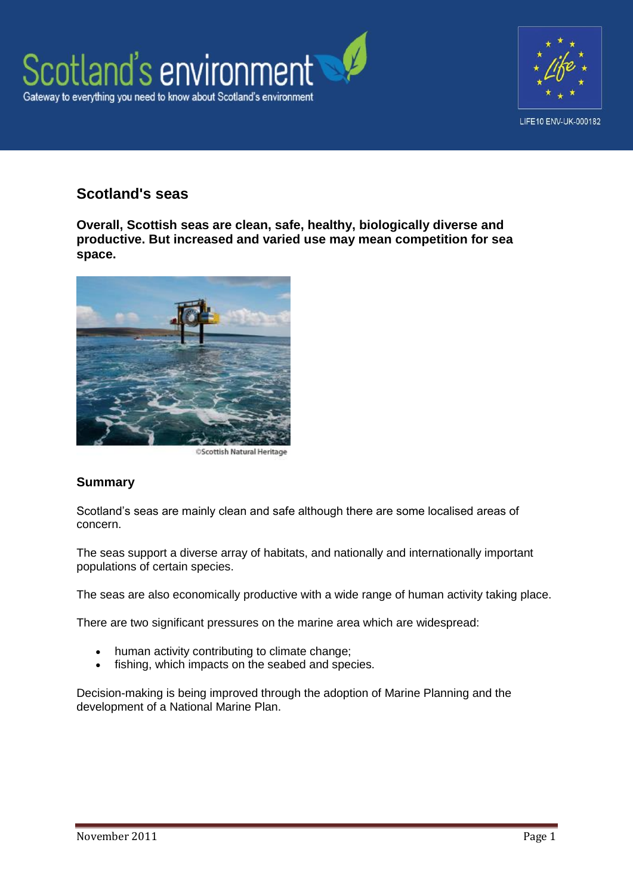# Scotland's seas

**Overall, Scottish seas are clean, safe, healthy, biologically diverse and productive. But increased and varied use may mean competition for sea space.**

©Scottish Natural Heritage

## Summary

Scotland's seas are mainly clean and safe although there are some localised areas of concern.

The seas support a diverse array of habitats, and nationally and internationally important populations of certain species.

The seas are also economically productive with a wide range of human activity taking place.

There are two significant pressures on the marine area which are widespread:

- human activity contributing to climate change;
- fishing, which impacts on the seabed and species.

Decision-making is being improved through the adoption of Marine Planning and the development of a National Marine Plan.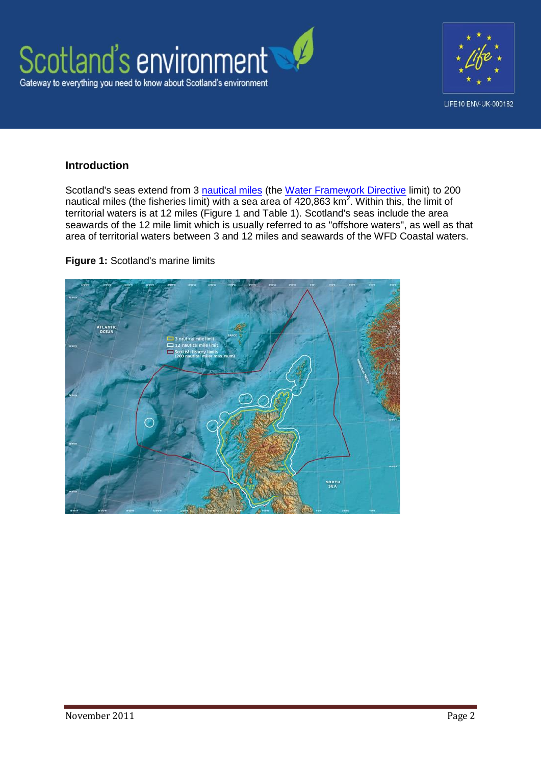## Introduction

Scotland's seas extend from 3 nautical miles (the Water Framework Directive limit) to 200 nautical miles (the fisheries limit) with a sea area of 420,863 $km^2$. Within this, the limit of territorial waters is at 12 miles (Figure 1 and Table 1). Scotland's seas include the area seawards of the 12 mile limit which is usually referred to as "offshore waters", as well as that area of territorial waters between 3 and 12 miles and seawards of the WFD Coastal waters.

**Figure 1:** Scotland's marine limits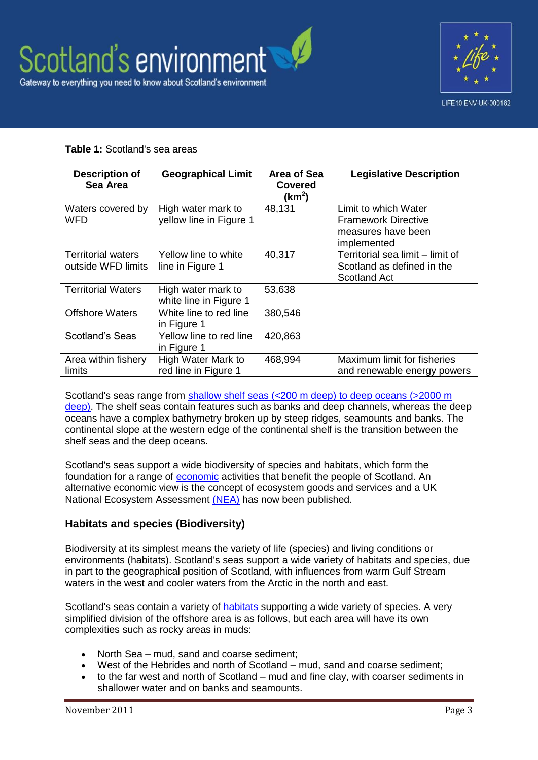**Table 1:** Scotland's sea areas

| Description of Sea Area | Geographical Limit | Area of Sea Covered ($km^2$) | Legislative Description |
|---|---|---|---|
| Waters covered by WFD | High water mark to yellow line in Figure 1 | 48,131 | Limit to which Water Framework Directive measures have been implemented |
| Territorial waters outside WFD limits | Yellow line to white line in Figure 1 | 40,317 | Territorial sea limit – limit of Scotland as defined in the Scotland Act |
| Territorial Waters | High water mark to white line in Figure 1 | 53,638 | |
| Offshore Waters | White line to red line in Figure 1 | 380,546 | |
| Scotland's Seas | Yellow line to red line in Figure 1 | 420,863 | |
| Area within fishery limits | High Water Mark to red line in Figure 1 | 468,994 | Maximum limit for fisheries and renewable energy powers |

Scotland's seas range from shallow shelf seas (<200 m deep) to deep oceans (>2000 m deep). The shelf seas contain features such as banks and deep channels, whereas the deep oceans have a complex bathymetry broken up by steep ridges, seamounts and banks. The continental slope at the western edge of the continental shelf is the transition between the shelf seas and the deep oceans.

Scotland's seas support a wide biodiversity of species and habitats, which form the foundation for a range of economic activities that benefit the people of Scotland. An alternative economic view is the concept of ecosystem goods and services and a UK National Ecosystem Assessment (NEA) has now been published.

### Habitats and species (Biodiversity)

Biodiversity at its simplest means the variety of life (species) and living conditions or environments (habitats). Scotland's seas support a wide variety of habitats and species, due in part to the geographical position of Scotland, with influences from warm Gulf Stream waters in the west and cooler waters from the Arctic in the north and east.

Scotland's seas contain a variety of habitats supporting a wide variety of species. A very simplified division of the offshore area is as follows, but each area will have its own complexities such as rocky areas in muds:

- North Sea – mud, sand and coarse sediment;
- West of the Hebrides and north of Scotland – mud, sand and coarse sediment;
- to the far west and north of Scotland – mud and fine clay, with coarser sediments in shallower water and on banks and seamounts.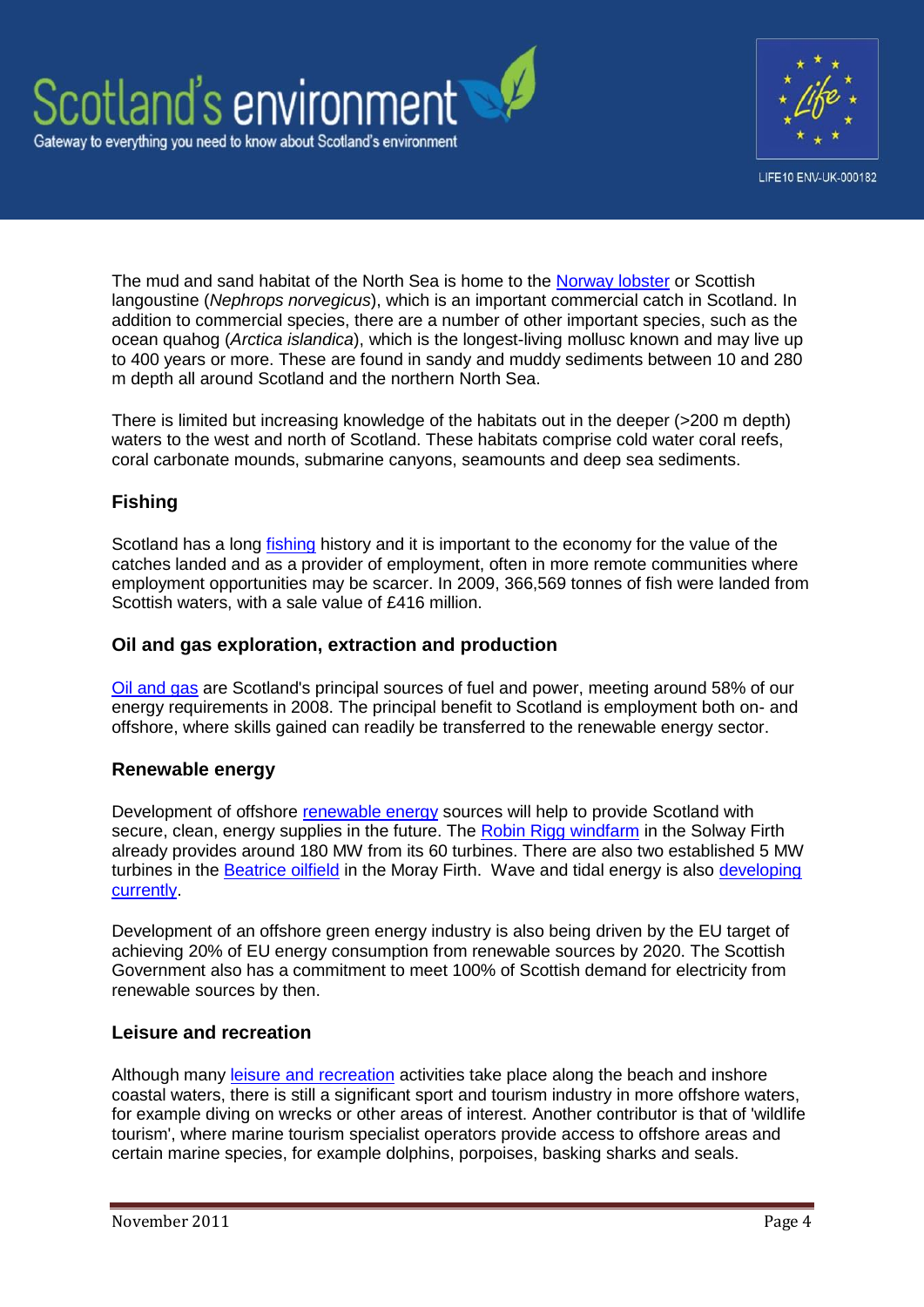The mud and sand habitat of the North Sea is home to the Norway lobster or Scottish langoustine (*Nephrops norvegicus*), which is an important commercial catch in Scotland. In addition to commercial species, there are a number of other important species, such as the ocean quahog (*Arctica islandica*), which is the longest-living mollusc known and may live up to 400 years or more. These are found in sandy and muddy sediments between 10 and 280 m depth all around Scotland and the northern North Sea.

There is limited but increasing knowledge of the habitats out in the deeper (>200 m depth) waters to the west and north of Scotland. These habitats comprise cold water coral reefs, coral carbonate mounds, submarine canyons, seamounts and deep sea sediments.

### Fishing

Scotland has a long fishing history and it is important to the economy for the value of the catches landed and as a provider of employment, often in more remote communities where employment opportunities may be scarcer. In 2009, 366,569 tonnes of fish were landed from Scottish waters, with a sale value of £416 million.

### Oil and gas exploration, extraction and production

Oil and gas are Scotland's principal sources of fuel and power, meeting around 58% of our energy requirements in 2008. The principal benefit to Scotland is employment both on- and offshore, where skills gained can readily be transferred to the renewable energy sector.

### Renewable energy

Development of offshore renewable energy sources will help to provide Scotland with secure, clean, energy supplies in the future. The Robin Rigg windfarm in the Solway Firth already provides around 180 MW from its 60 turbines. There are also two established 5 MW turbines in the Beatrice oilfield in the Moray Firth. Wave and tidal energy is also developing currently.

Development of an offshore green energy industry is also being driven by the EU target of achieving 20% of EU energy consumption from renewable sources by 2020. The Scottish Government also has a commitment to meet 100% of Scottish demand for electricity from renewable sources by then.

### Leisure and recreation

Although many leisure and recreation activities take place along the beach and inshore coastal waters, there is still a significant sport and tourism industry in more offshore waters, for example diving on wrecks or other areas of interest. Another contributor is that of 'wildlife tourism', where marine tourism specialist operators provide access to offshore areas and certain marine species, for example dolphins, porpoises, basking sharks and seals.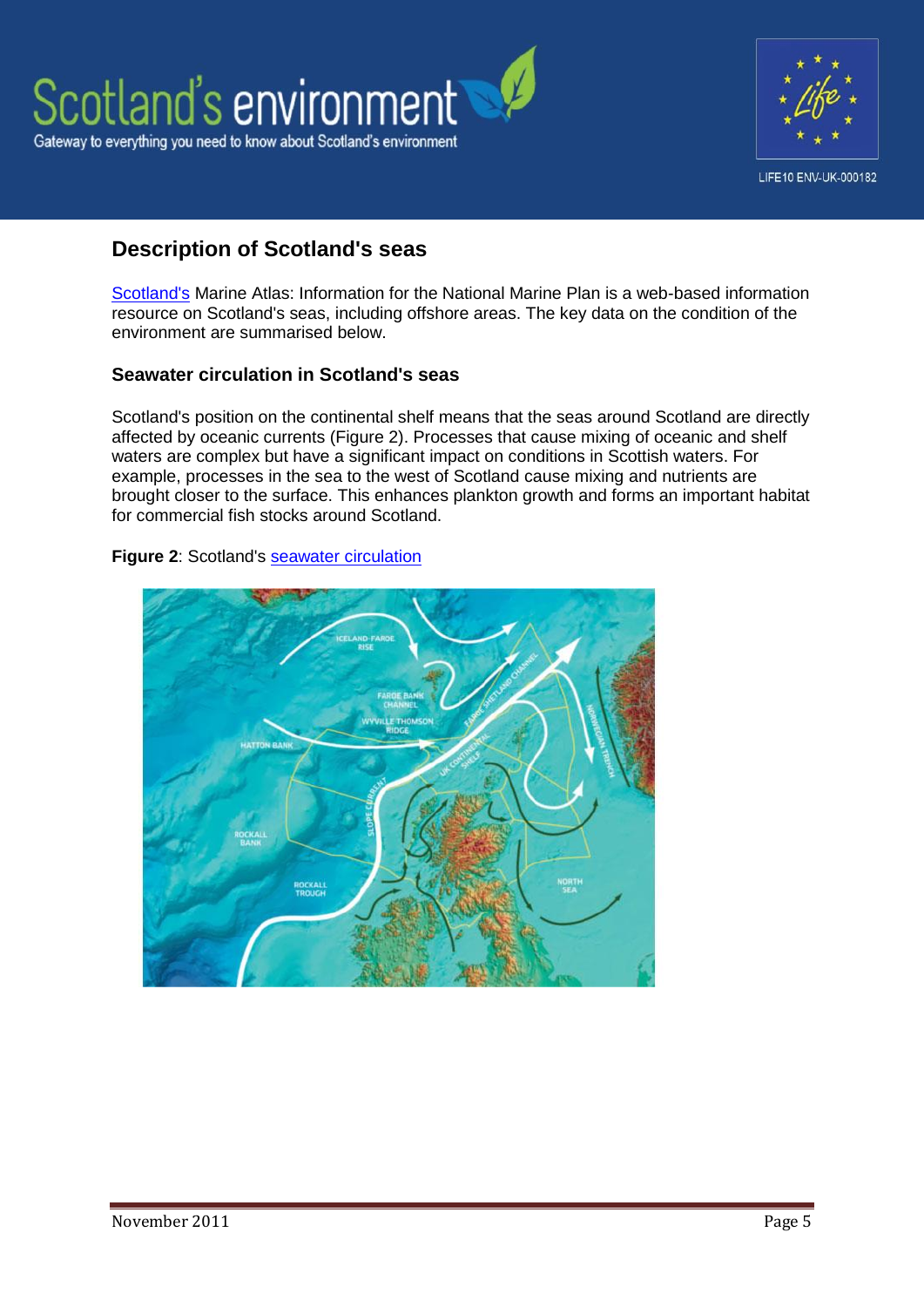## Description of Scotland's seas

Scotland's Marine Atlas: Information for the National Marine Plan is a web-based information resource on Scotland's seas, including offshore areas. The key data on the condition of the environment are summarised below.

### Seawater circulation in Scotland's seas

Scotland's position on the continental shelf means that the seas around Scotland are directly affected by oceanic currents (Figure 2). Processes that cause mixing of oceanic and shelf waters are complex but have a significant impact on conditions in Scottish waters. For example, processes in the sea to the west of Scotland cause mixing and nutrients are brought closer to the surface. This enhances plankton growth and forms an important habitat for commercial fish stocks around Scotland.

**Figure 2**: Scotland's seawater circulation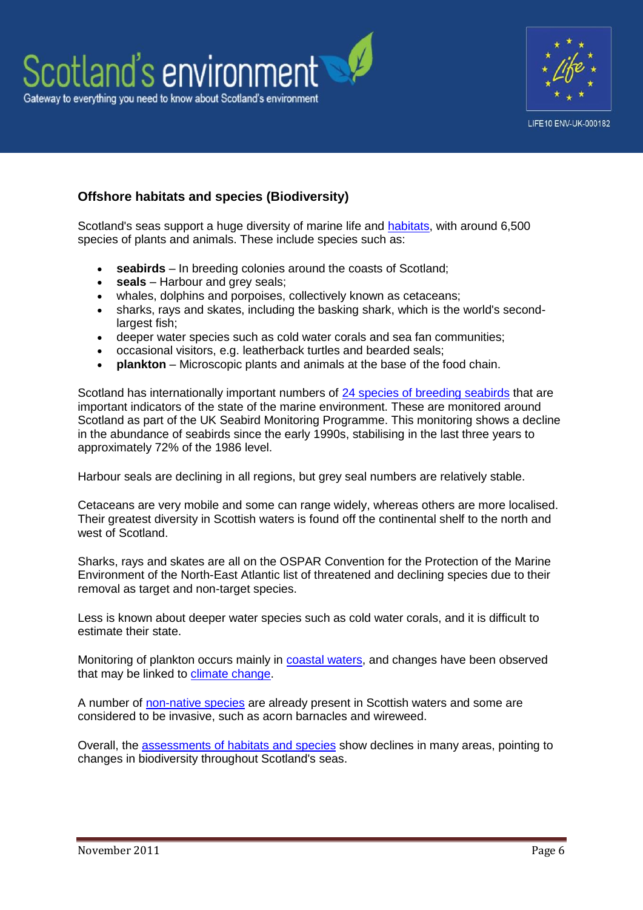## Offshore habitats and species (Biodiversity)

Scotland's seas support a huge diversity of marine life and habitats, with around 6,500 species of plants and animals. These include species such as:

- **seabirds** – In breeding colonies around the coasts of Scotland;
- **seals** – Harbour and grey seals;
- whales, dolphins and porpoises, collectively known as cetaceans;
- sharks, rays and skates, including the basking shark, which is the world's second-largest fish;
- deeper water species such as cold water corals and sea fan communities;
- occasional visitors, e.g. leatherback turtles and bearded seals;
- **plankton** – Microscopic plants and animals at the base of the food chain.

Scotland has internationally important numbers of 24 species of breeding seabirds that are important indicators of the state of the marine environment. These are monitored around Scotland as part of the UK Seabird Monitoring Programme. This monitoring shows a decline in the abundance of seabirds since the early 1990s, stabilising in the last three years to approximately 72% of the 1986 level.

Harbour seals are declining in all regions, but grey seal numbers are relatively stable.

Cetaceans are very mobile and some can range widely, whereas others are more localised. Their greatest diversity in Scottish waters is found off the continental shelf to the north and west of Scotland.

Sharks, rays and skates are all on the OSPAR Convention for the Protection of the Marine Environment of the North-East Atlantic list of threatened and declining species due to their removal as target and non-target species.

Less is known about deeper water species such as cold water corals, and it is difficult to estimate their state.

Monitoring of plankton occurs mainly in coastal waters, and changes have been observed that may be linked to climate change.

A number of non-native species are already present in Scottish waters and some are considered to be invasive, such as acorn barnacles and wireweed.

Overall, the assessments of habitats and species show declines in many areas, pointing to changes in biodiversity throughout Scotland's seas.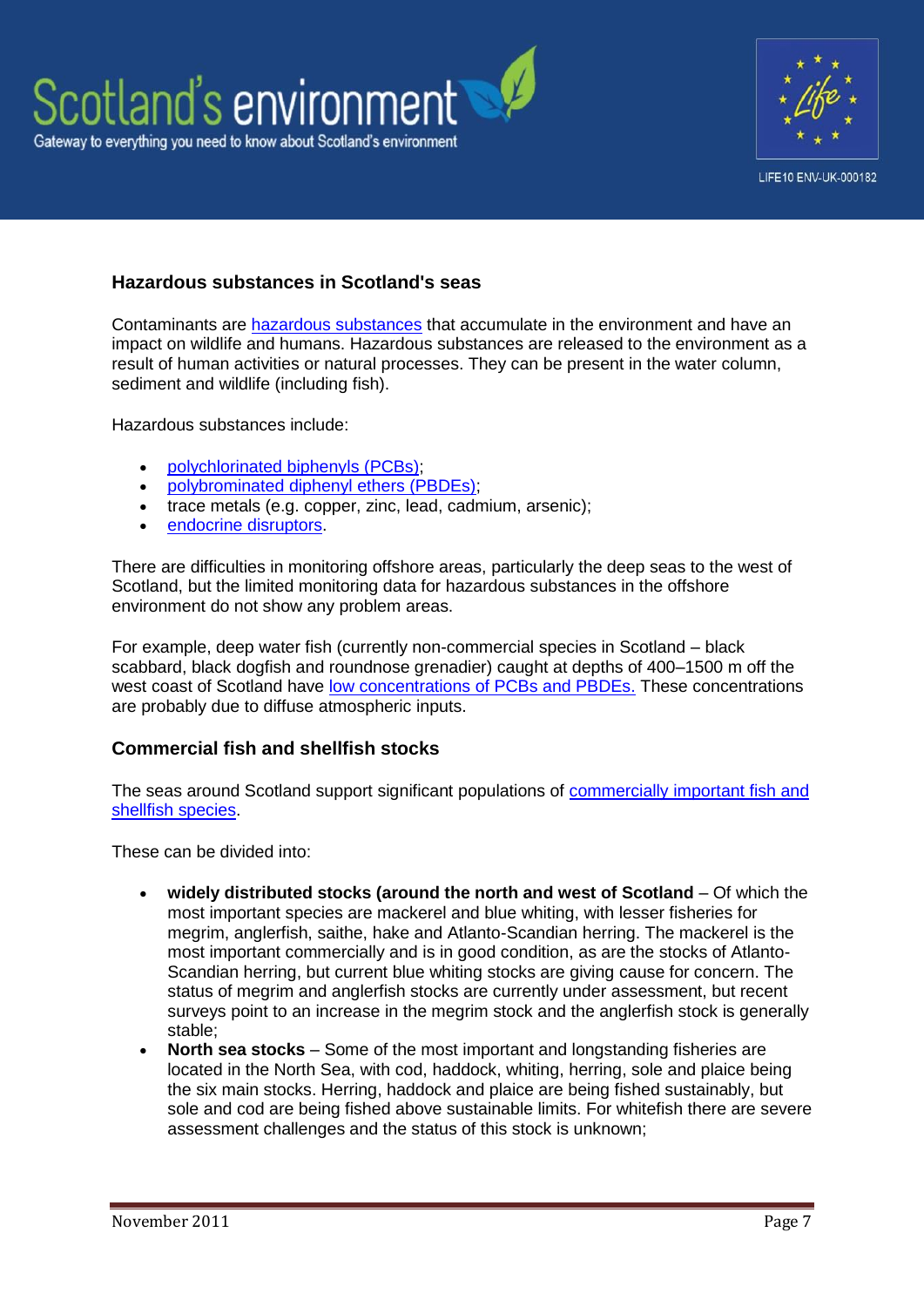## Hazardous substances in Scotland's seas

Contaminants are hazardous substances that accumulate in the environment and have an impact on wildlife and humans. Hazardous substances are released to the environment as a result of human activities or natural processes. They can be present in the water column, sediment and wildlife (including fish).

Hazardous substances include:

- polychlorinated biphenyls (PCBs);
- polybrominated diphenyl ethers (PBDEs);
- trace metals (e.g. copper, zinc, lead, cadmium, arsenic);
- endocrine disruptors.

There are difficulties in monitoring offshore areas, particularly the deep seas to the west of Scotland, but the limited monitoring data for hazardous substances in the offshore environment do not show any problem areas.

For example, deep water fish (currently non-commercial species in Scotland – black scabbard, black dogfish and roundnose grenadier) caught at depths of 400–1500 m off the west coast of Scotland have low concentrations of PCBs and PBDEs. These concentrations are probably due to diffuse atmospheric inputs.

## Commercial fish and shellfish stocks

The seas around Scotland support significant populations of commercially important fish and shellfish species.

These can be divided into:

- **widely distributed stocks (around the north and west of Scotland** – Of which the most important species are mackerel and blue whiting, with lesser fisheries for megrim, anglerfish, saithe, hake and Atlanto-Scandian herring. The mackerel is the most important commercially and is in good condition, as are the stocks of Atlanto-Scandian herring, but current blue whiting stocks are giving cause for concern. The status of megrim and anglerfish stocks are currently under assessment, but recent surveys point to an increase in the megrim stock and the anglerfish stock is generally stable;
- **North sea stocks** – Some of the most important and longstanding fisheries are located in the North Sea, with cod, haddock, whiting, herring, sole and plaice being the six main stocks. Herring, haddock and plaice are being fished sustainably, but sole and cod are being fished above sustainable limits. For whitefish there are severe assessment challenges and the status of this stock is unknown;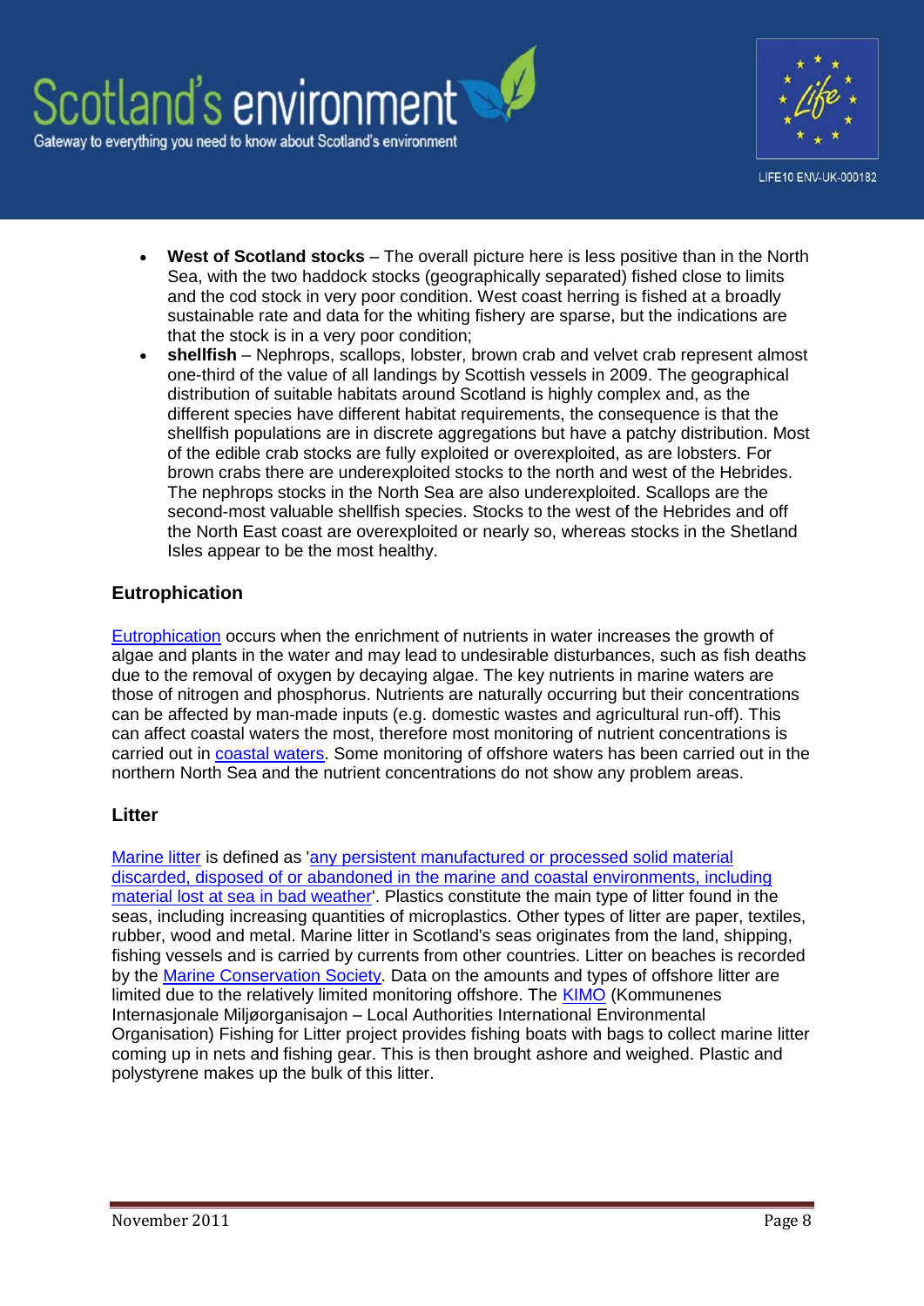- **West of Scotland stocks** – The overall picture here is less positive than in the North Sea, with the two haddock stocks (geographically separated) fished close to limits and the cod stock in very poor condition. West coast herring is fished at a broadly sustainable rate and data for the whiting fishery are sparse, but the indications are that the stock is in a very poor condition;
- **shellfish** – Nephrops, scallops, lobster, brown crab and velvet crab represent almost one-third of the value of all landings by Scottish vessels in 2009. The geographical distribution of suitable habitats around Scotland is highly complex and, as the different species have different habitat requirements, the consequence is that the shellfish populations are in discrete aggregations but have a patchy distribution. Most of the edible crab stocks are fully exploited or overexploited, as are lobsters. For brown crabs there are underexploited stocks to the north and west of the Hebrides. The nephrops stocks in the North Sea are also underexploited. Scallops are the second-most valuable shellfish species. Stocks to the west of the Hebrides and off the North East coast are overexploited or nearly so, whereas stocks in the Shetland Isles appear to be the most healthy.

## Eutrophication

Eutrophication occurs when the enrichment of nutrients in water increases the growth of algae and plants in the water and may lead to undesirable disturbances, such as fish deaths due to the removal of oxygen by decaying algae. The key nutrients in marine waters are those of nitrogen and phosphorus. Nutrients are naturally occurring but their concentrations can be affected by man-made inputs (e.g. domestic wastes and agricultural run-off). This can affect coastal waters the most, therefore most monitoring of nutrient concentrations is carried out in coastal waters. Some monitoring of offshore waters has been carried out in the northern North Sea and the nutrient concentrations do not show any problem areas.

## Litter

Marine litter is defined as 'any persistent manufactured or processed solid material discarded, disposed of or abandoned in the marine and coastal environments, including material lost at sea in bad weather'. Plastics constitute the main type of litter found in the seas, including increasing quantities of microplastics. Other types of litter are paper, textiles, rubber, wood and metal. Marine litter in Scotland's seas originates from the land, shipping, fishing vessels and is carried by currents from other countries. Litter on beaches is recorded by the Marine Conservation Society. Data on the amounts and types of offshore litter are limited due to the relatively limited monitoring offshore. The KIMO (Kommunenes Internasjonale Miljøorganisajon – Local Authorities International Environmental Organisation) Fishing for Litter project provides fishing boats with bags to collect marine litter coming up in nets and fishing gear. This is then brought ashore and weighed. Plastic and polystyrene makes up the bulk of this litter.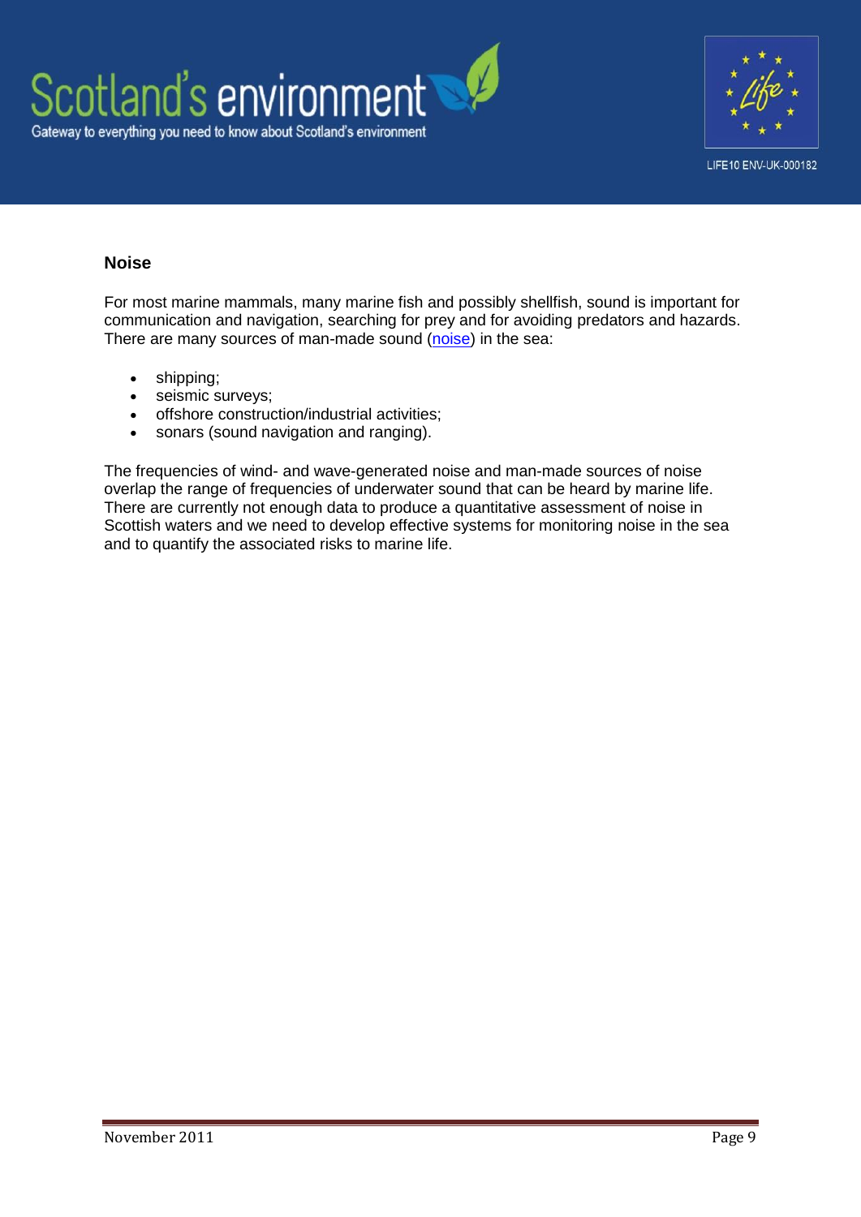## Noise

For most marine mammals, many marine fish and possibly shellfish, sound is important for communication and navigation, searching for prey and for avoiding predators and hazards. There are many sources of man-made sound (noise) in the sea:

- shipping;
- seismic surveys;
- offshore construction/industrial activities;
- sonars (sound navigation and ranging).

The frequencies of wind- and wave-generated noise and man-made sources of noise overlap the range of frequencies of underwater sound that can be heard by marine life. There are currently not enough data to produce a quantitative assessment of noise in Scottish waters and we need to develop effective systems for monitoring noise in the sea and to quantify the associated risks to marine life.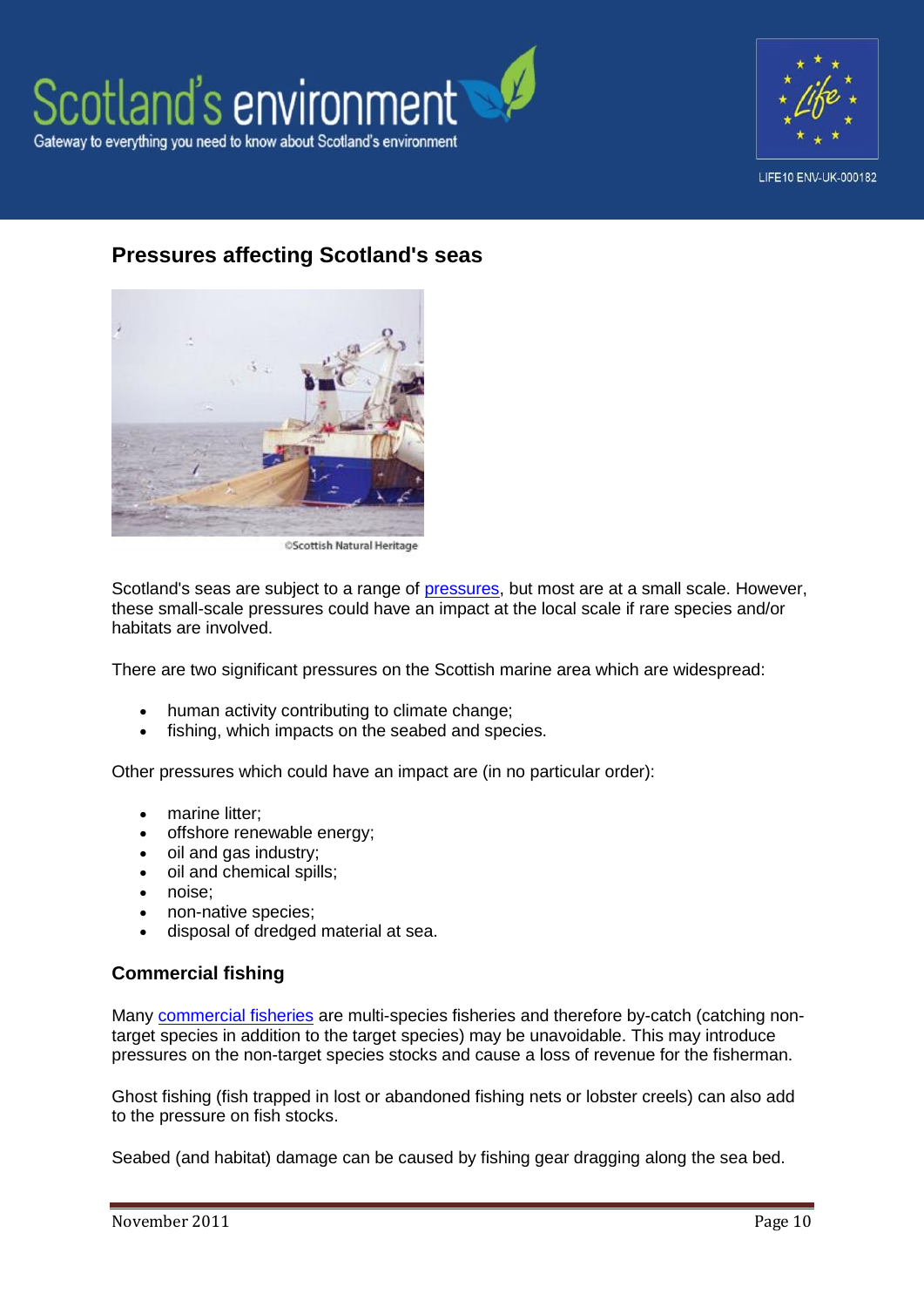## Pressures affecting Scotland's seas

©Scottish Natural Heritage

Scotland's seas are subject to a range of pressures, but most are at a small scale. However, these small-scale pressures could have an impact at the local scale if rare species and/or habitats are involved.

There are two significant pressures on the Scottish marine area which are widespread:

- human activity contributing to climate change;
- fishing, which impacts on the seabed and species.

Other pressures which could have an impact are (in no particular order):

- marine litter;
- offshore renewable energy;
- oil and gas industry;
- oil and chemical spills;
- noise;
- non-native species;
- disposal of dredged material at sea.

### Commercial fishing

Many commercial fisheries are multi-species fisheries and therefore by-catch (catching non-target species in addition to the target species) may be unavoidable. This may introduce pressures on the non-target species stocks and cause a loss of revenue for the fisherman.

Ghost fishing (fish trapped in lost or abandoned fishing nets or lobster creels) can also add to the pressure on fish stocks.

Seabed (and habitat) damage can be caused by fishing gear dragging along the sea bed.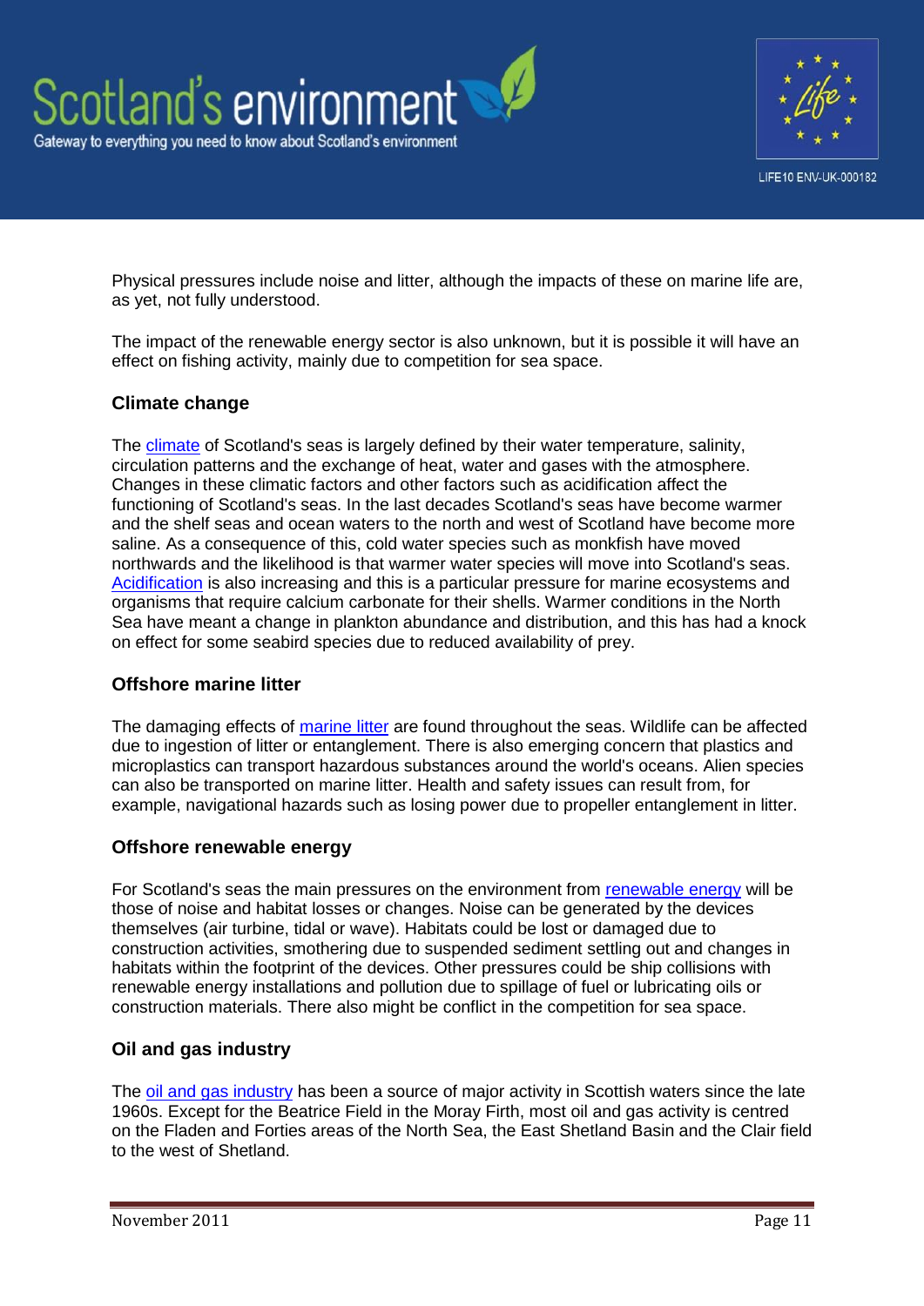Physical pressures include noise and litter, although the impacts of these on marine life are, as yet, not fully understood.

The impact of the renewable energy sector is also unknown, but it is possible it will have an effect on fishing activity, mainly due to competition for sea space.

### Climate change

The climate of Scotland's seas is largely defined by their water temperature, salinity, circulation patterns and the exchange of heat, water and gases with the atmosphere. Changes in these climatic factors and other factors such as acidification affect the functioning of Scotland's seas. In the last decades Scotland's seas have become warmer and the shelf seas and ocean waters to the north and west of Scotland have become more saline. As a consequence of this, cold water species such as monkfish have moved northwards and the likelihood is that warmer water species will move into Scotland's seas. Acidification is also increasing and this is a particular pressure for marine ecosystems and organisms that require calcium carbonate for their shells. Warmer conditions in the North Sea have meant a change in plankton abundance and distribution, and this has had a knock on effect for some seabird species due to reduced availability of prey.

### Offshore marine litter

The damaging effects of marine litter are found throughout the seas. Wildlife can be affected due to ingestion of litter or entanglement. There is also emerging concern that plastics and microplastics can transport hazardous substances around the world's oceans. Alien species can also be transported on marine litter. Health and safety issues can result from, for example, navigational hazards such as losing power due to propeller entanglement in litter.

### Offshore renewable energy

For Scotland's seas the main pressures on the environment from renewable energy will be those of noise and habitat losses or changes. Noise can be generated by the devices themselves (air turbine, tidal or wave). Habitats could be lost or damaged due to construction activities, smothering due to suspended sediment settling out and changes in habitats within the footprint of the devices. Other pressures could be ship collisions with renewable energy installations and pollution due to spillage of fuel or lubricating oils or construction materials. There also might be conflict in the competition for sea space.

### Oil and gas industry

The oil and gas industry has been a source of major activity in Scottish waters since the late 1960s. Except for the Beatrice Field in the Moray Firth, most oil and gas activity is centred on the Fladen and Forties areas of the North Sea, the East Shetland Basin and the Clair field to the west of Shetland.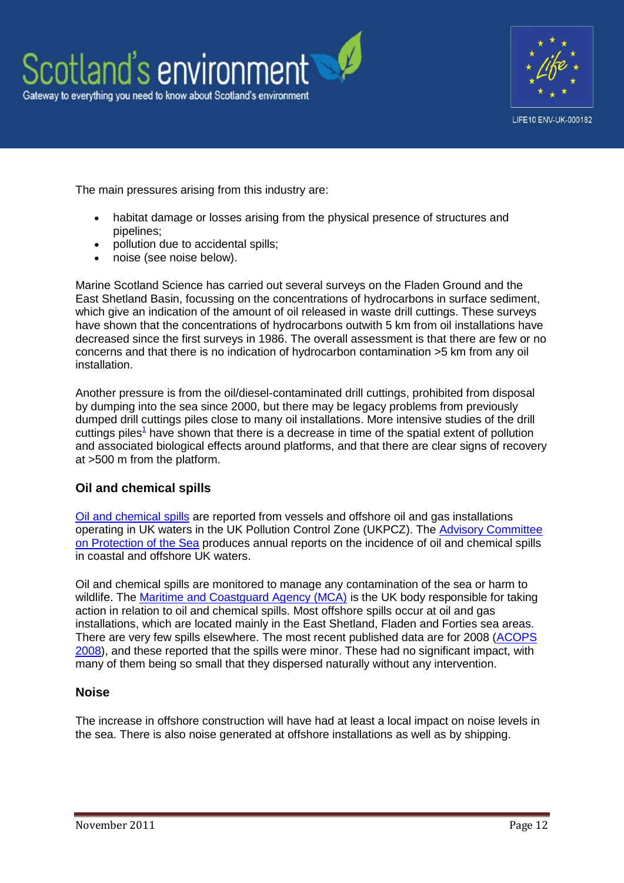The main pressures arising from this industry are:

- habitat damage or losses arising from the physical presence of structures and pipelines;
- pollution due to accidental spills;
- noise (see noise below).

Marine Scotland Science has carried out several surveys on the Fladen Ground and the East Shetland Basin, focussing on the concentrations of hydrocarbons in surface sediment, which give an indication of the amount of oil released in waste drill cuttings. These surveys have shown that the concentrations of hydrocarbons outwith 5 km from oil installations have decreased since the first surveys in 1986. The overall assessment is that there are few or no concerns and that there is no indication of hydrocarbon contamination >5 km from any oil installation.

Another pressure is from the oil/diesel-contaminated drill cuttings, prohibited from disposal by dumping into the sea since 2000, but there may be legacy problems from previously dumped drill cuttings piles close to many oil installations. More intensive studies of the drill cuttings piles[1] have shown that there is a decrease in time of the spatial extent of pollution and associated biological effects around platforms, and that there are clear signs of recovery at >500 m from the platform.

### Oil and chemical spills

Oil and chemical spills are reported from vessels and offshore oil and gas installations operating in UK waters in the UK Pollution Control Zone (UKPCZ). The Advisory Committee on Protection of the Sea produces annual reports on the incidence of oil and chemical spills in coastal and offshore UK waters.

Oil and chemical spills are monitored to manage any contamination of the sea or harm to wildlife. The Maritime and Coastguard Agency (MCA) is the UK body responsible for taking action in relation to oil and chemical spills. Most offshore spills occur at oil and gas installations, which are located mainly in the East Shetland, Fladen and Forties sea areas. There are very few spills elsewhere. The most recent published data are for 2008 (ACOPS 2008), and these reported that the spills were minor. These had no significant impact, with many of them being so small that they dispersed naturally without any intervention.

### Noise

The increase in offshore construction will have had at least a local impact on noise levels in the sea. There is also noise generated at offshore installations as well as by shipping.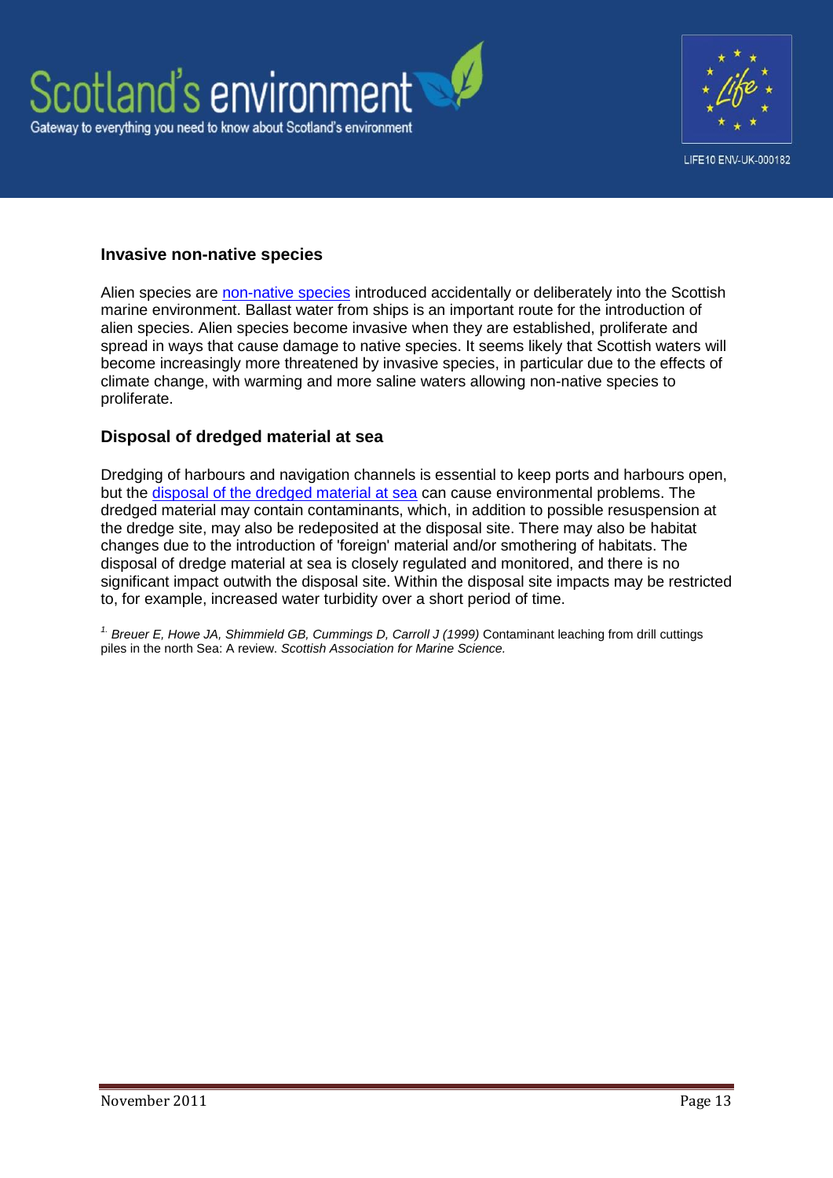## Invasive non-native species

Alien species are non-native species introduced accidentally or deliberately into the Scottish marine environment. Ballast water from ships is an important route for the introduction of alien species. Alien species become invasive when they are established, proliferate and spread in ways that cause damage to native species. It seems likely that Scottish waters will become increasingly more threatened by invasive species, in particular due to the effects of climate change, with warming and more saline waters allowing non-native species to proliferate.

## Disposal of dredged material at sea

Dredging of harbours and navigation channels is essential to keep ports and harbours open, but the disposal of the dredged material at sea can cause environmental problems. The dredged material may contain contaminants, which, in addition to possible resuspension at the dredge site, may also be redeposited at the disposal site. There may also be habitat changes due to the introduction of 'foreign' material and/or smothering of habitats. The disposal of dredge material at sea is closely regulated and monitored, and there is no significant impact outwith the disposal site. Within the disposal site impacts may be restricted to, for example, increased water turbidity over a short period of time.

[1.] *Breuer E, Howe JA, Shimmield GB, Cummings D, Carroll J (1999)* Contaminant leaching from drill cuttings piles in the north Sea: A review. *Scottish Association for Marine Science.*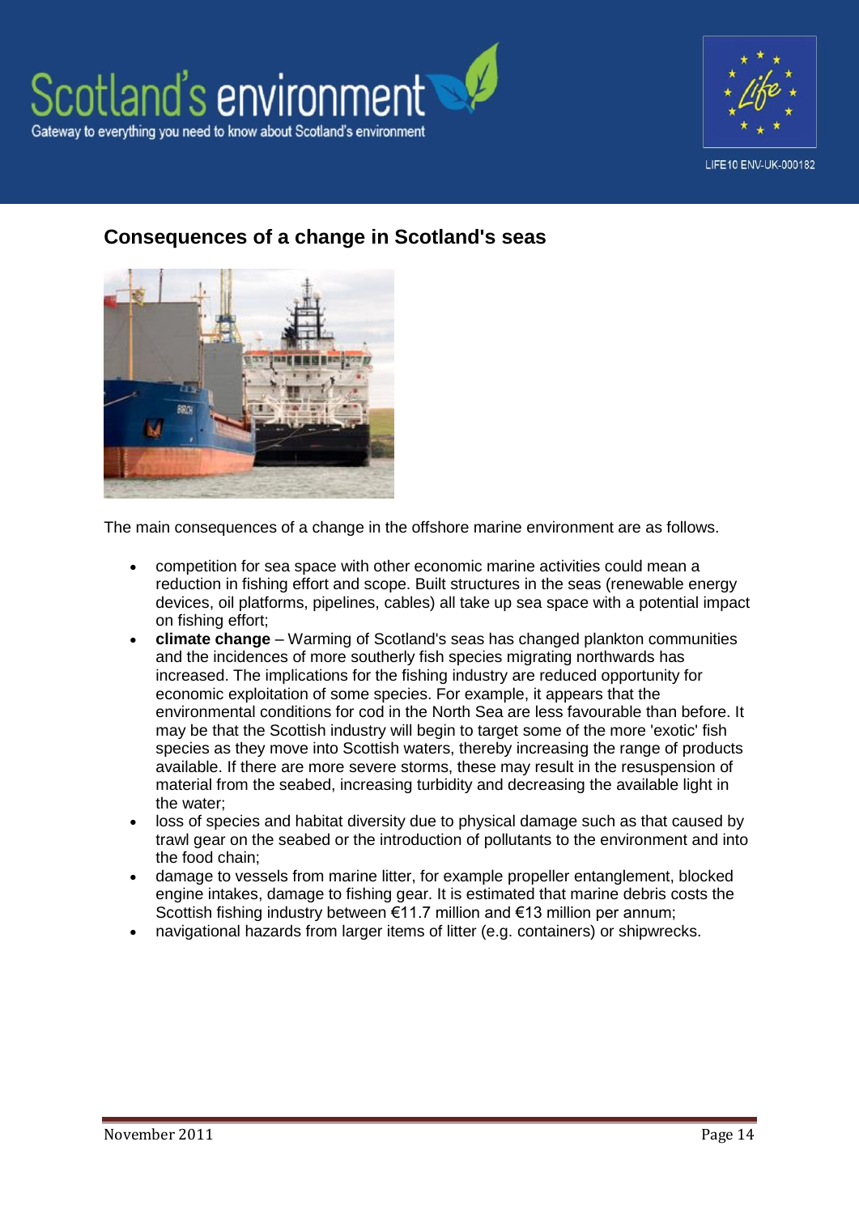## Consequences of a change in Scotland's seas

The main consequences of a change in the offshore marine environment are as follows.

- competition for sea space with other economic marine activities could mean a reduction in fishing effort and scope. Built structures in the seas (renewable energy devices, oil platforms, pipelines, cables) all take up sea space with a potential impact on fishing effort;
- **climate change** – Warming of Scotland's seas has changed plankton communities and the incidences of more southerly fish species migrating northwards has increased. The implications for the fishing industry are reduced opportunity for economic exploitation of some species. For example, it appears that the environmental conditions for cod in the North Sea are less favourable than before. It may be that the Scottish industry will begin to target some of the more 'exotic' fish species as they move into Scottish waters, thereby increasing the range of products available. If there are more severe storms, these may result in the resuspension of material from the seabed, increasing turbidity and decreasing the available light in the water;
- loss of species and habitat diversity due to physical damage such as that caused by trawl gear on the seabed or the introduction of pollutants to the environment and into the food chain;
- damage to vessels from marine litter, for example propeller entanglement, blocked engine intakes, damage to fishing gear. It is estimated that marine debris costs the Scottish fishing industry between €11.7 million and €13 million per annum;
- navigational hazards from larger items of litter (e.g. containers) or shipwrecks.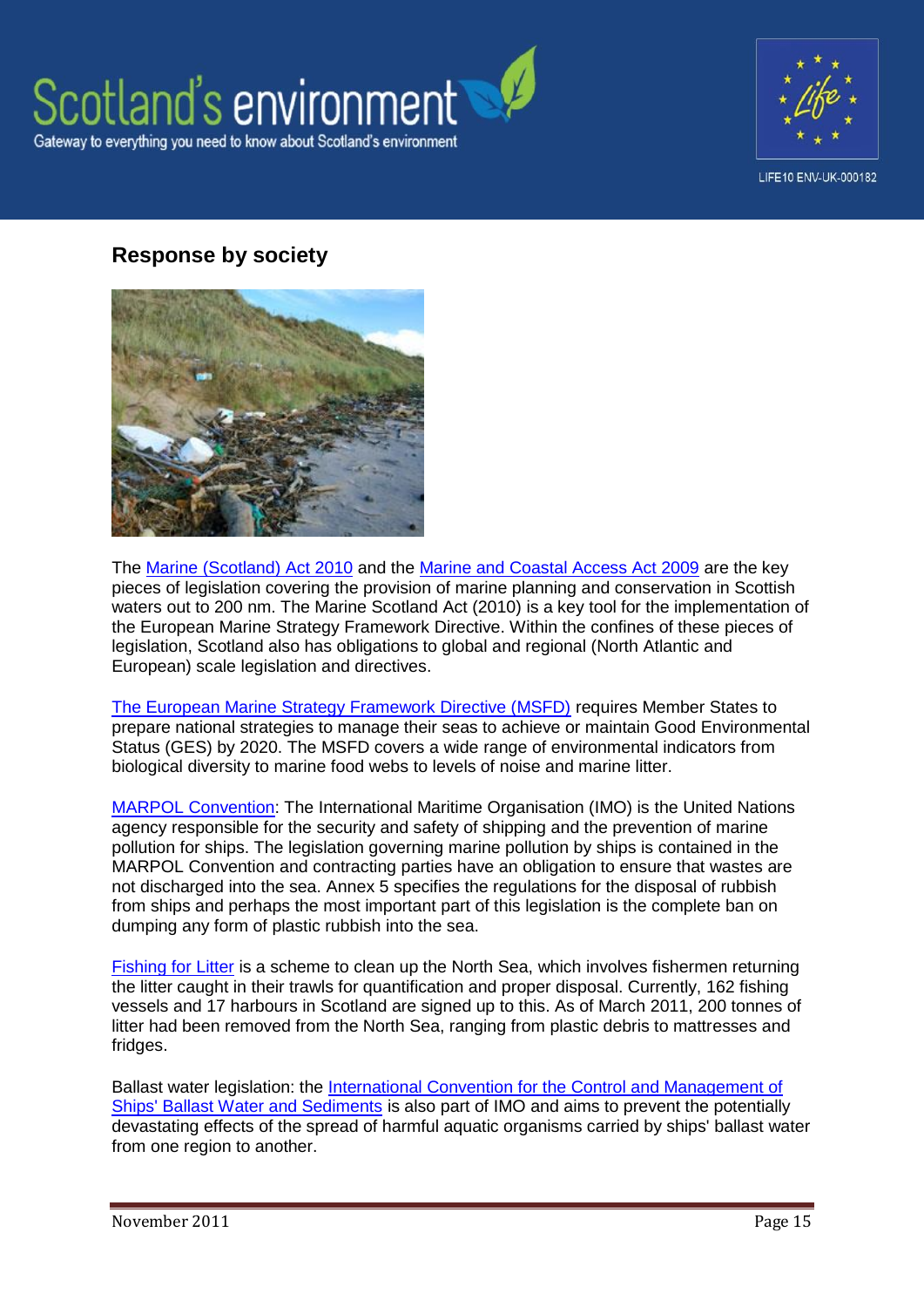## Response by society

The Marine (Scotland) Act 2010 and the Marine and Coastal Access Act 2009 are the key pieces of legislation covering the provision of marine planning and conservation in Scottish waters out to 200 nm. The Marine Scotland Act (2010) is a key tool for the implementation of the European Marine Strategy Framework Directive. Within the confines of these pieces of legislation, Scotland also has obligations to global and regional (North Atlantic and European) scale legislation and directives.

The European Marine Strategy Framework Directive (MSFD) requires Member States to prepare national strategies to manage their seas to achieve or maintain Good Environmental Status (GES) by 2020. The MSFD covers a wide range of environmental indicators from biological diversity to marine food webs to levels of noise and marine litter.

MARPOL Convention: The International Maritime Organisation (IMO) is the United Nations agency responsible for the security and safety of shipping and the prevention of marine pollution for ships. The legislation governing marine pollution by ships is contained in the MARPOL Convention and contracting parties have an obligation to ensure that wastes are not discharged into the sea. Annex 5 specifies the regulations for the disposal of rubbish from ships and perhaps the most important part of this legislation is the complete ban on dumping any form of plastic rubbish into the sea.

Fishing for Litter is a scheme to clean up the North Sea, which involves fishermen returning the litter caught in their trawls for quantification and proper disposal. Currently, 162 fishing vessels and 17 harbours in Scotland are signed up to this. As of March 2011, 200 tonnes of litter had been removed from the North Sea, ranging from plastic debris to mattresses and fridges.

Ballast water legislation: the International Convention for the Control and Management of Ships' Ballast Water and Sediments is also part of IMO and aims to prevent the potentially devastating effects of the spread of harmful aquatic organisms carried by ships' ballast water from one region to another.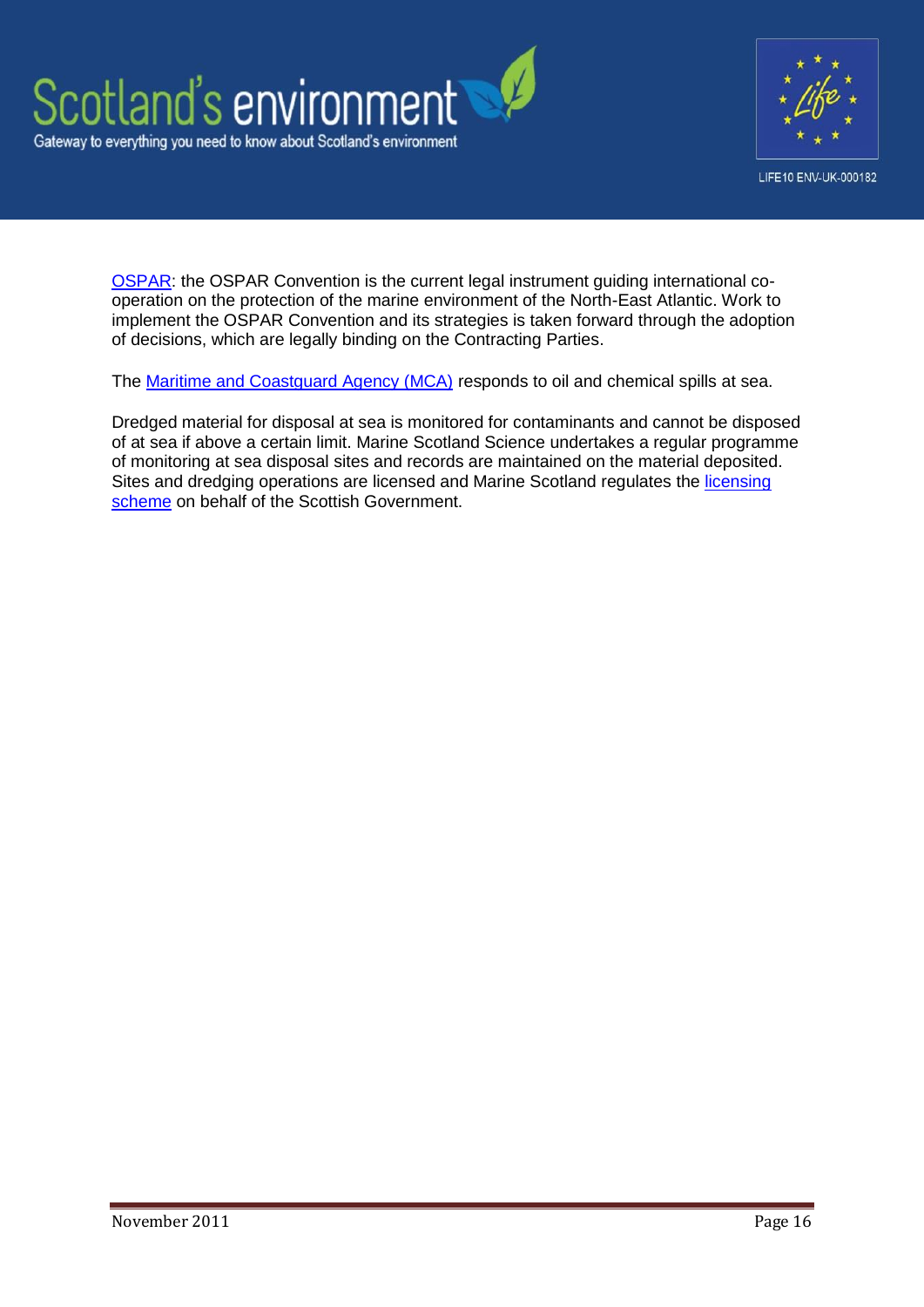OSPAR: the OSPAR Convention is the current legal instrument guiding international co-operation on the protection of the marine environment of the North-East Atlantic. Work to implement the OSPAR Convention and its strategies is taken forward through the adoption of decisions, which are legally binding on the Contracting Parties.

The Maritime and Coastguard Agency (MCA) responds to oil and chemical spills at sea.

Dredged material for disposal at sea is monitored for contaminants and cannot be disposed of at sea if above a certain limit. Marine Scotland Science undertakes a regular programme of monitoring at sea disposal sites and records are maintained on the material deposited. Sites and dredging operations are licensed and Marine Scotland regulates the licensing scheme on behalf of the Scottish Government.